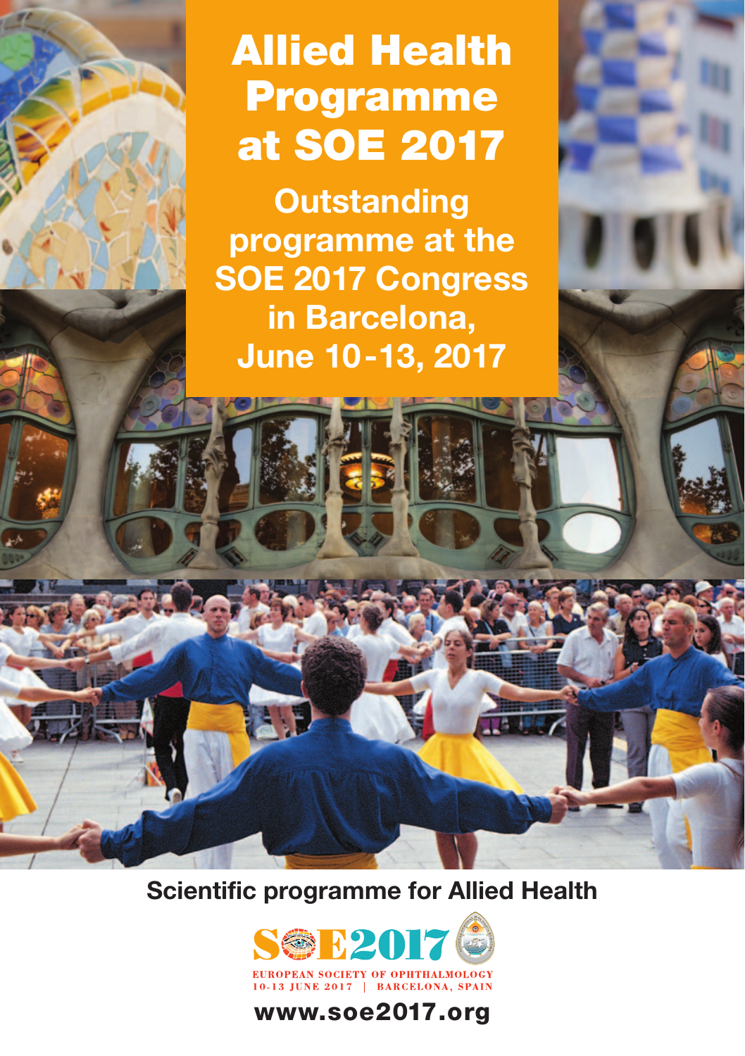# Allied Health Programme at SOE 2017

## Outstanding programme at the SOE 2017 Congress in Barcelona, June 10-13, 2017

**Scientific programme for Allied Health**

SOE2017

EUROPEAN SOCIETY OF OPHTHALMOLOGY
10-13 JUNE 2017 | BARCELONA, SPAIN

**www.soe2017.org**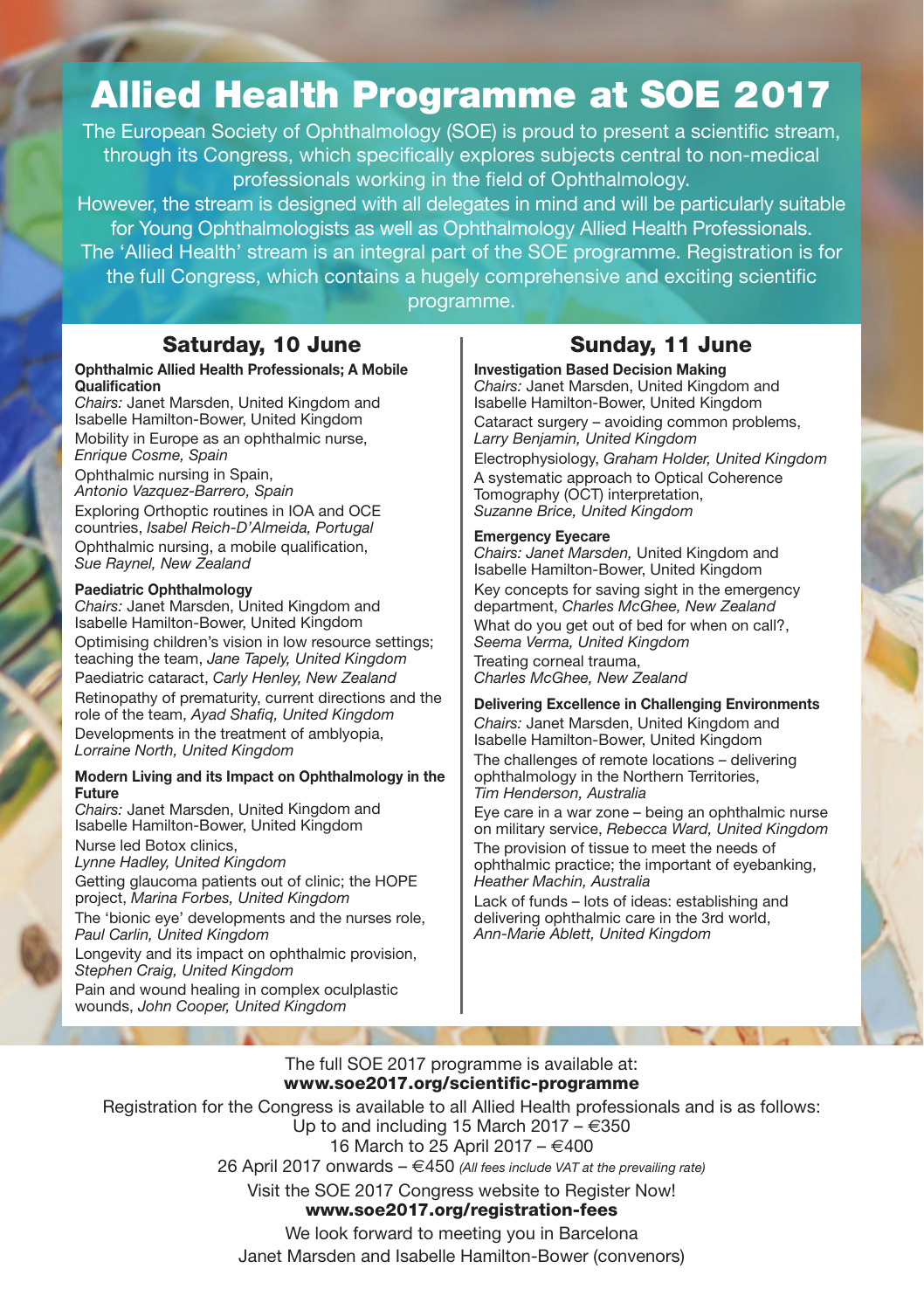# Allied Health Programme at SOE 2017

The European Society of Ophthalmology (SOE) is proud to present a scientific stream, through its Congress, which specifically explores subjects central to non-medical professionals working in the field of Ophthalmology.

However, the stream is designed with all delegates in mind and will be particularly suitable for Young Ophthalmologists as well as Ophthalmology Allied Health Professionals.

The 'Allied Health' stream is an integral part of the SOE programme. Registration is for the full Congress, which contains a hugely comprehensive and exciting scientific programme.

## Saturday, 10 June

**Ophthalmic Allied Health Professionals; A Mobile Qualification**

*Chairs:* Janet Marsden, United Kingdom and Isabelle Hamilton-Bower, United Kingdom

Mobility in Europe as an ophthalmic nurse, *Enrique Cosme, Spain*

Ophthalmic nursing in Spain, *Antonio Vazquez-Barrero, Spain*

Exploring Orthoptic routines in IOA and OCE countries, *Isabel Reich-D'Almeida, Portugal*

Ophthalmic nursing, a mobile qualification, *Sue Raynel, New Zealand*

**Paediatric Ophthalmology**

*Chairs:* Janet Marsden, United Kingdom and Isabelle Hamilton-Bower, United Kingdom

Optimising children's vision in low resource settings; teaching the team, *Jane Tapely, United Kingdom*

Paediatric cataract, *Carly Henley, New Zealand*

Retinopathy of prematurity, current directions and the role of the team, *Ayad Shafiq, United Kingdom*

Developments in the treatment of amblyopia, *Lorraine North, United Kingdom*

**Modern Living and its Impact on Ophthalmology in the Future**

*Chairs:* Janet Marsden, United Kingdom and Isabelle Hamilton-Bower, United Kingdom

Nurse led Botox clinics, *Lynne Hadley, United Kingdom*

Getting glaucoma patients out of clinic; the HOPE project, *Marina Forbes, United Kingdom*

The 'bionic eye' developments and the nurses role, *Paul Carlin, United Kingdom*

Longevity and its impact on ophthalmic provision, *Stephen Craig, United Kingdom*

Pain and wound healing in complex oculplastic wounds, *John Cooper, United Kingdom*

## Sunday, 11 June

**Investigation Based Decision Making**

*Chairs:* Janet Marsden, United Kingdom and Isabelle Hamilton-Bower, United Kingdom

Cataract surgery – avoiding common problems, *Larry Benjamin, United Kingdom*

Electrophysiology, *Graham Holder, United Kingdom*

A systematic approach to Optical Coherence Tomography (OCT) interpretation, *Suzanne Brice, United Kingdom*

**Emergency Eyecare**

*Chairs: Janet Marsden,* United Kingdom and Isabelle Hamilton-Bower, United Kingdom

Key concepts for saving sight in the emergency department, *Charles McGhee, New Zealand*

What do you get out of bed for when on call?, *Seema Verma, United Kingdom*

Treating corneal trauma, *Charles McGhee, New Zealand*

**Delivering Excellence in Challenging Environments**

*Chairs:* Janet Marsden, United Kingdom and Isabelle Hamilton-Bower, United Kingdom

The challenges of remote locations – delivering ophthalmology in the Northern Territories, *Tim Henderson, Australia*

Eye care in a war zone – being an ophthalmic nurse on military service, *Rebecca Ward, United Kingdom*

The provision of tissue to meet the needs of ophthalmic practice; the important of eyebanking, *Heather Machin, Australia*

Lack of funds – lots of ideas: establishing and delivering ophthalmic care in the 3rd world, *Ann-Marie Ablett, United Kingdom*

The full SOE 2017 programme is available at:
**www.soe2017.org/scientific-programme**

Registration for the Congress is available to all Allied Health professionals and is as follows:

Up to and including 15 March 2017 – €350

16 March to 25 April 2017 – €400

26 April 2017 onwards – €450 *(All fees include VAT at the prevailing rate)*

Visit the SOE 2017 Congress website to Register Now!
**www.soe2017.org/registration-fees**

We look forward to meeting you in Barcelona

Janet Marsden and Isabelle Hamilton-Bower (convenors)